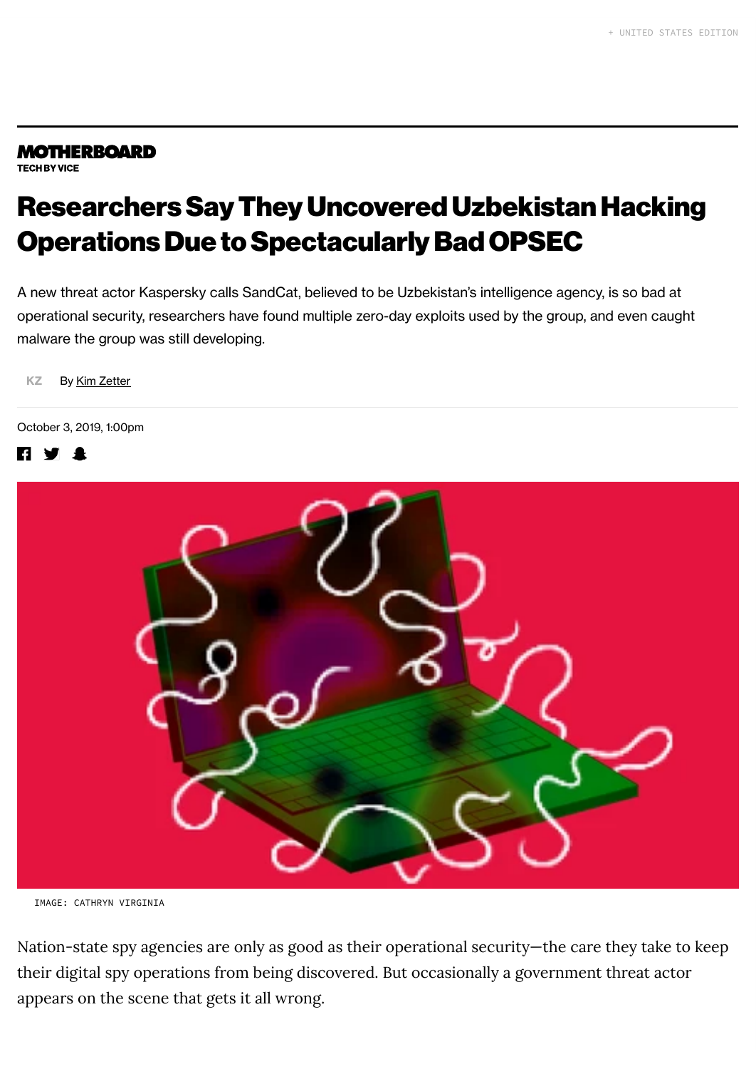MOTHERBOARD
TECH BY VICE

# Researchers Say They Uncovered Uzbekistan Hacking Operations Due to Spectacularly Bad OPSEC

A new threat actor Kaspersky calls SandCat, believed to be Uzbekistan's intelligence agency, is so bad at operational security, researchers have found multiple zero-day exploits used by the group, and even caught malware the group was still developing.

By Kim Zetter

October 3, 2019, 1:00pm

IMAGE: CATHRYN VIRGINIA

Nation-state spy agencies are only as good as their operational security—the care they take to keep their digital spy operations from being discovered. But occasionally a government threat actor appears on the scene that gets it all wrong.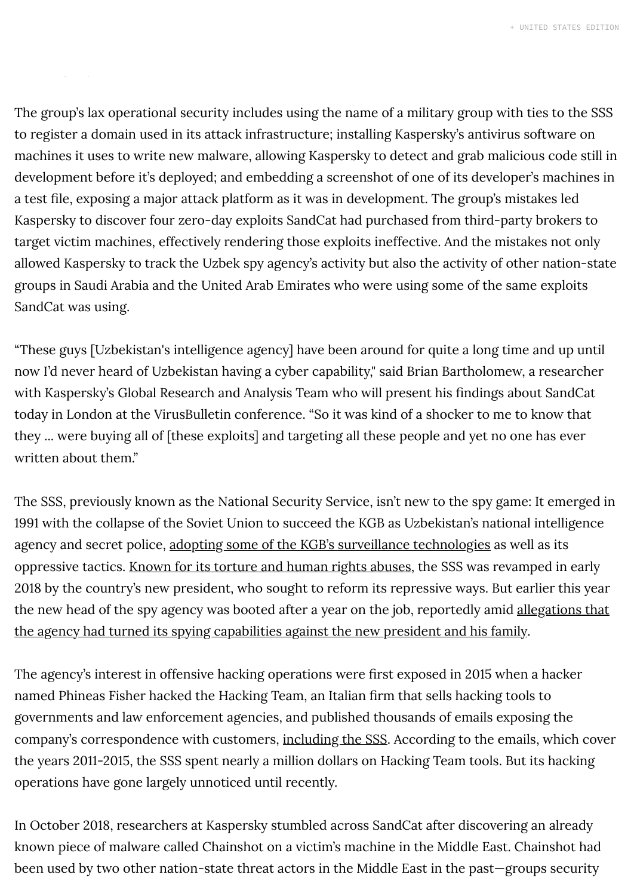The group's lax operational security includes using the name of a military group with ties to the SSS to register a domain used in its attack infrastructure; installing Kaspersky's antivirus software on machines it uses to write new malware, allowing Kaspersky to detect and grab malicious code still in development before it's deployed; and embedding a screenshot of one of its developer's machines in a test file, exposing a major attack platform as it was in development. The group's mistakes led Kaspersky to discover four zero-day exploits SandCat had purchased from third-party brokers to target victim machines, effectively rendering those exploits ineffective. And the mistakes not only allowed Kaspersky to track the Uzbek spy agency's activity but also the activity of other nation-state groups in Saudi Arabia and the United Arab Emirates who were using some of the same exploits SandCat was using.

"These guys [Uzbekistan's intelligence agency] have been around for quite a long time and up until now I'd never heard of Uzbekistan having a cyber capability," said Brian Bartholomew, a researcher with Kaspersky's Global Research and Analysis Team who will present his findings about SandCat today in London at the VirusBulletin conference. "So it was kind of a shocker to me to know that they ... were buying all of [these exploits] and targeting all these people and yet no one has ever written about them."

The SSS, previously known as the National Security Service, isn't new to the spy game: It emerged in 1991 with the collapse of the Soviet Union to succeed the KGB as Uzbekistan's national intelligence agency and secret police, adopting some of the KGB's surveillance technologies as well as its oppressive tactics. Known for its torture and human rights abuses, the SSS was revamped in early 2018 by the country's new president, who sought to reform its repressive ways. But earlier this year the new head of the spy agency was booted after a year on the job, reportedly amid allegations that the agency had turned its spying capabilities against the new president and his family.

The agency's interest in offensive hacking operations were first exposed in 2015 when a hacker named Phineas Fisher hacked the Hacking Team, an Italian firm that sells hacking tools to governments and law enforcement agencies, and published thousands of emails exposing the company's correspondence with customers, including the SSS. According to the emails, which cover the years 2011-2015, the SSS spent nearly a million dollars on Hacking Team tools. But its hacking operations have gone largely unnoticed until recently.

In October 2018, researchers at Kaspersky stumbled across SandCat after discovering an already known piece of malware called Chainshot on a victim's machine in the Middle East. Chainshot had been used by two other nation-state threat actors in the Middle East in the past—groups security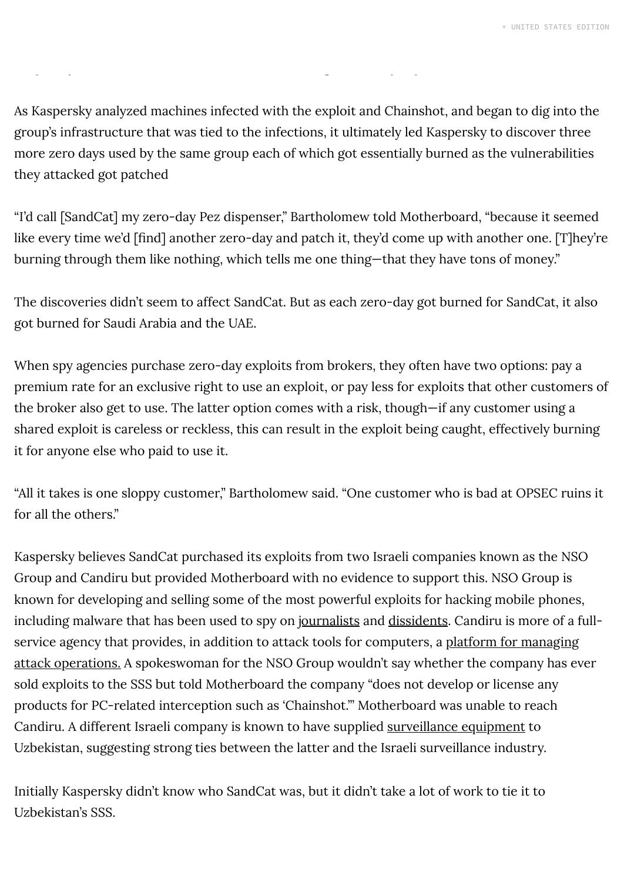As Kaspersky analyzed machines infected with the exploit and Chainshot, and began to dig into the group's infrastructure that was tied to the infections, it ultimately led Kaspersky to discover three more zero days used by the same group each of which got essentially burned as the vulnerabilities they attacked got patched

"I'd call [SandCat] my zero-day Pez dispenser," Bartholomew told Motherboard, "because it seemed like every time we'd [find] another zero-day and patch it, they'd come up with another one. [T]hey're burning through them like nothing, which tells me one thing—that they have tons of money."

The discoveries didn't seem to affect SandCat. But as each zero-day got burned for SandCat, it also got burned for Saudi Arabia and the UAE.

When spy agencies purchase zero-day exploits from brokers, they often have two options: pay a premium rate for an exclusive right to use an exploit, or pay less for exploits that other customers of the broker also get to use. The latter option comes with a risk, though—if any customer using a shared exploit is careless or reckless, this can result in the exploit being caught, effectively burning it for anyone else who paid to use it.

"All it takes is one sloppy customer," Bartholomew said. "One customer who is bad at OPSEC ruins it for all the others."

Kaspersky believes SandCat purchased its exploits from two Israeli companies known as the NSO Group and Candiru but provided Motherboard with no evidence to support this. NSO Group is known for developing and selling some of the most powerful exploits for hacking mobile phones, including malware that has been used to spy on journalists and dissidents. Candiru is more of a full-service agency that provides, in addition to attack tools for computers, a platform for managing attack operations. A spokeswoman for the NSO Group wouldn't say whether the company has ever sold exploits to the SSS but told Motherboard the company "does not develop or license any products for PC-related interception such as 'Chainshot.'" Motherboard was unable to reach Candiru. A different Israeli company is known to have supplied surveillance equipment to Uzbekistan, suggesting strong ties between the latter and the Israeli surveillance industry.

Initially Kaspersky didn't know who SandCat was, but it didn't take a lot of work to tie it to Uzbekistan's SSS.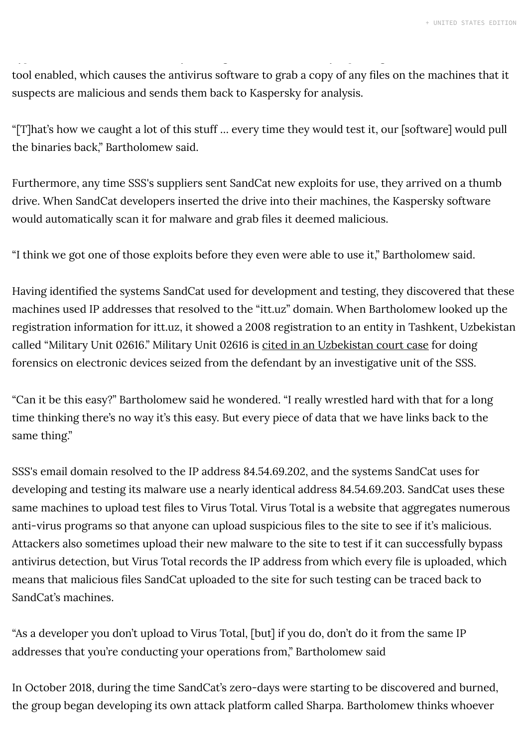tool enabled, which causes the antivirus software to grab a copy of any files on the machines that it suspects are malicious and sends them back to Kaspersky for analysis.

“[T]hat’s how we caught a lot of this stuff … every time they would test it, our [software] would pull the binaries back,” Bartholomew said.

Furthermore, any time SSS's suppliers sent SandCat new exploits for use, they arrived on a thumb drive. When SandCat developers inserted the drive into their machines, the Kaspersky software would automatically scan it for malware and grab files it deemed malicious.

“I think we got one of those exploits before they even were able to use it,” Bartholomew said.

Having identified the systems SandCat used for development and testing, they discovered that these machines used IP addresses that resolved to the “itt.uz” domain. When Bartholomew looked up the registration information for itt.uz, it showed a 2008 registration to an entity in Tashkent, Uzbekistan called “Military Unit 02616.” Military Unit 02616 is cited in an Uzbekistan court case for doing forensics on electronic devices seized from the defendant by an investigative unit of the SSS.

“Can it be this easy?” Bartholomew said he wondered. “I really wrestled hard with that for a long time thinking there’s no way it’s this easy. But every piece of data that we have links back to the same thing.”

SSS's email domain resolved to the IP address 84.54.69.202, and the systems SandCat uses for developing and testing its malware use a nearly identical address 84.54.69.203. SandCat uses these same machines to upload test files to Virus Total. Virus Total is a website that aggregates numerous anti-virus programs so that anyone can upload suspicious files to the site to see if it’s malicious. Attackers also sometimes upload their new malware to the site to test if it can successfully bypass antivirus detection, but Virus Total records the IP address from which every file is uploaded, which means that malicious files SandCat uploaded to the site for such testing can be traced back to SandCat’s machines.

“As a developer you don’t upload to Virus Total, [but] if you do, don’t do it from the same IP addresses that you’re conducting your operations from,” Bartholomew said

In October 2018, during the time SandCat’s zero-days were starting to be discovered and burned, the group began developing its own attack platform called Sharpa. Bartholomew thinks whoever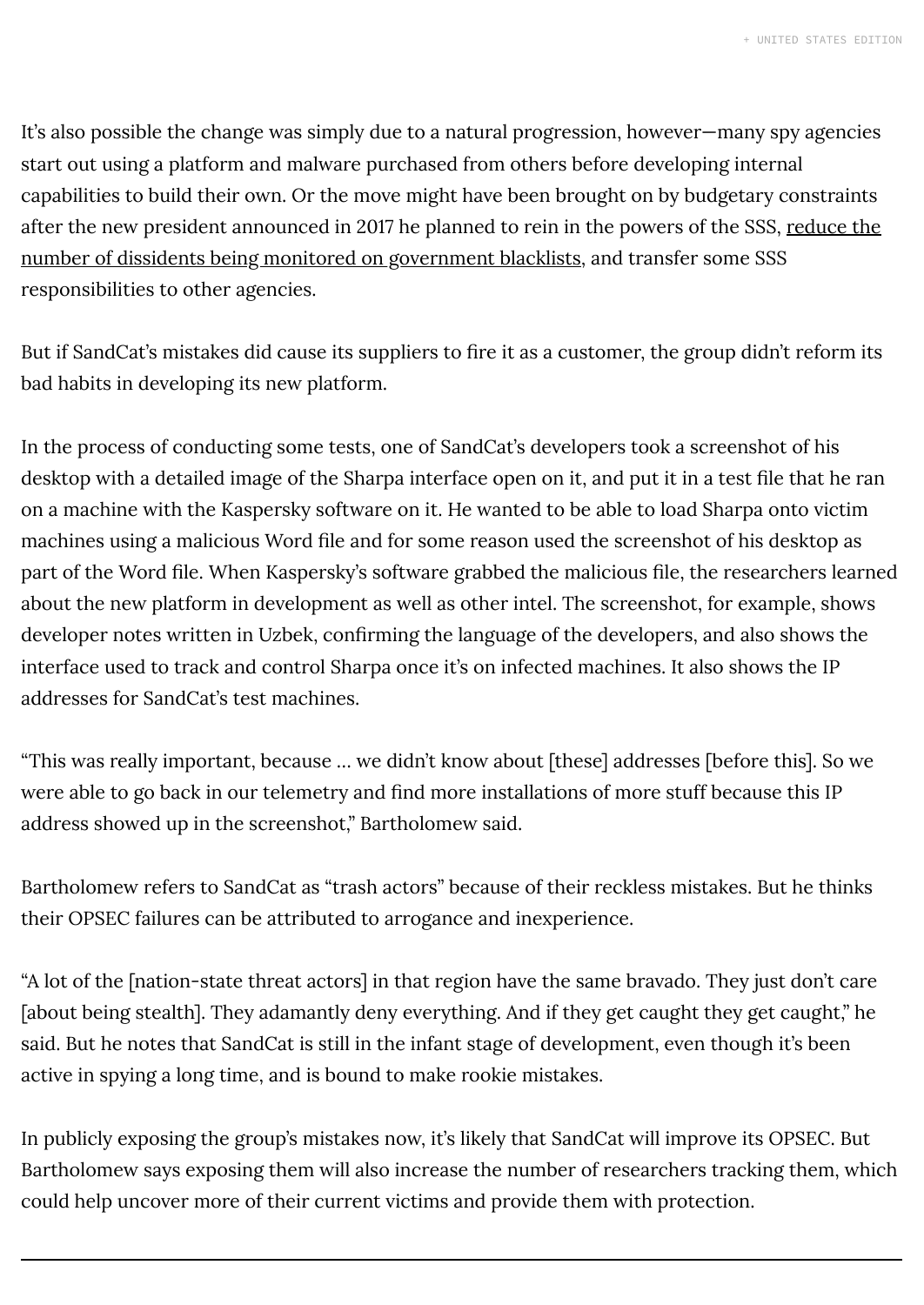It's also possible the change was simply due to a natural progression, however—many spy agencies start out using a platform and malware purchased from others before developing internal capabilities to build their own. Or the move might have been brought on by budgetary constraints after the new president announced in 2017 he planned to rein in the powers of the SSS, reduce the number of dissidents being monitored on government blacklists, and transfer some SSS responsibilities to other agencies.

But if SandCat's mistakes did cause its suppliers to fire it as a customer, the group didn't reform its bad habits in developing its new platform.

In the process of conducting some tests, one of SandCat's developers took a screenshot of his desktop with a detailed image of the Sharpa interface open on it, and put it in a test file that he ran on a machine with the Kaspersky software on it. He wanted to be able to load Sharpa onto victim machines using a malicious Word file and for some reason used the screenshot of his desktop as part of the Word file. When Kaspersky's software grabbed the malicious file, the researchers learned about the new platform in development as well as other intel. The screenshot, for example, shows developer notes written in Uzbek, confirming the language of the developers, and also shows the interface used to track and control Sharpa once it's on infected machines. It also shows the IP addresses for SandCat's test machines.

"This was really important, because ... we didn't know about [these] addresses [before this]. So we were able to go back in our telemetry and find more installations of more stuff because this IP address showed up in the screenshot," Bartholomew said.

Bartholomew refers to SandCat as "trash actors" because of their reckless mistakes. But he thinks their OPSEC failures can be attributed to arrogance and inexperience.

"A lot of the [nation-state threat actors] in that region have the same bravado. They just don't care [about being stealth]. They adamantly deny everything. And if they get caught they get caught," he said. But he notes that SandCat is still in the infant stage of development, even though it's been active in spying a long time, and is bound to make rookie mistakes.

In publicly exposing the group's mistakes now, it's likely that SandCat will improve its OPSEC. But Bartholomew says exposing them will also increase the number of researchers tracking them, which could help uncover more of their current victims and provide them with protection.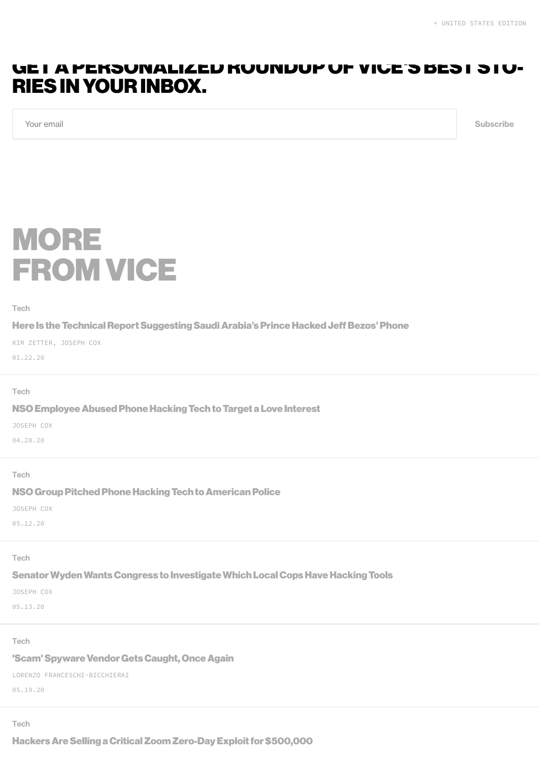+ UNITED STATES EDITION

## GET A PERSONALIZED ROUNDUP OF VICE'S BEST STO-RIES IN YOUR INBOX.

Your email

Subscribe

# MORE FROM VICE

Tech

**Here Is the Technical Report Suggesting Saudi Arabia's Prince Hacked Jeff Bezos' Phone**

KIM ZETTER, JOSEPH COX

01.22.20

---

Tech

**NSO Employee Abused Phone Hacking Tech to Target a Love Interest**

JOSEPH COX

04.28.20

---

Tech

**NSO Group Pitched Phone Hacking Tech to American Police**

JOSEPH COX

05.12.20

---

Tech

**Senator Wyden Wants Congress to Investigate Which Local Cops Have Hacking Tools**

JOSEPH COX

05.13.20

---

Tech

**'Scam' Spyware Vendor Gets Caught, Once Again**

LORENZO FRANCESCHI-BICCHIERAI

05.19.20

---

Tech

**Hackers Are Selling a Critical Zoom Zero-Day Exploit for $500,000**